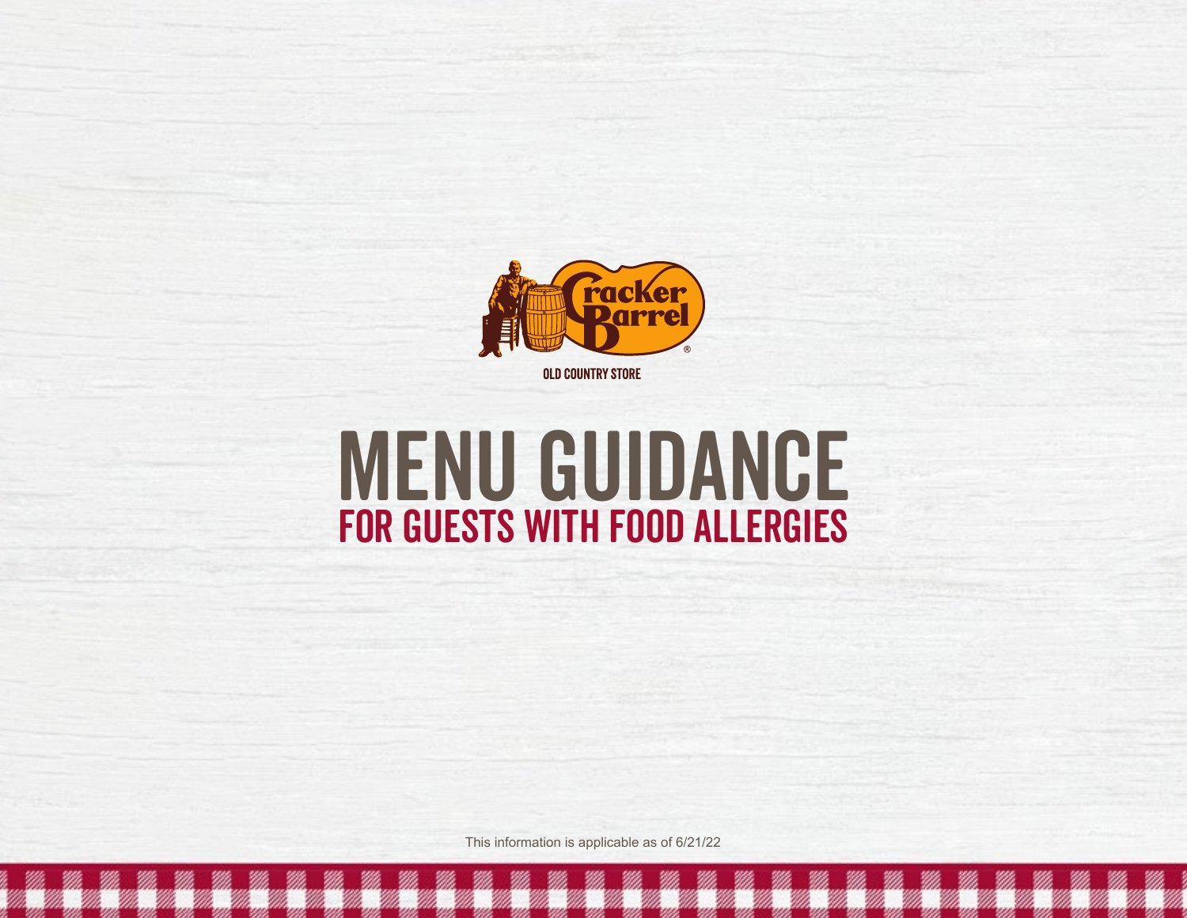Cracker Barrel

OLD COUNTRY STORE

# MENU GUIDANCE

## FOR GUESTS WITH FOOD ALLERGIES

This information is applicable as of 6/21/22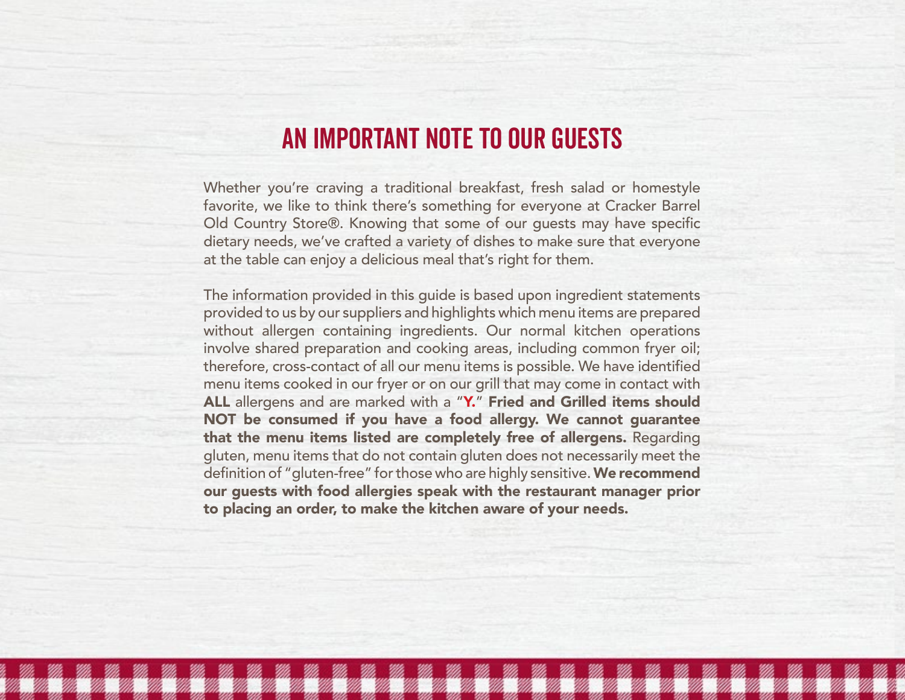# AN IMPORTANT NOTE TO OUR GUESTS

Whether you're craving a traditional breakfast, fresh salad or homestyle favorite, we like to think there's something for everyone at Cracker Barrel Old Country Store®. Knowing that some of our guests may have specific dietary needs, we've crafted a variety of dishes to make sure that everyone at the table can enjoy a delicious meal that's right for them.

The information provided in this guide is based upon ingredient statements provided to us by our suppliers and highlights which menu items are prepared without allergen containing ingredients. Our normal kitchen operations involve shared preparation and cooking areas, including common fryer oil; therefore, cross-contact of all our menu items is possible. We have identified menu items cooked in our fryer or on our grill that may come in contact with **ALL** allergens and are marked with a "**Y.**" **Fried and Grilled items should NOT be consumed if you have a food allergy. We cannot guarantee that the menu items listed are completely free of allergens.** Regarding gluten, menu items that do not contain gluten does not necessarily meet the definition of "gluten-free" for those who are highly sensitive. **We recommend our guests with food allergies speak with the restaurant manager prior to placing an order, to make the kitchen aware of your needs.**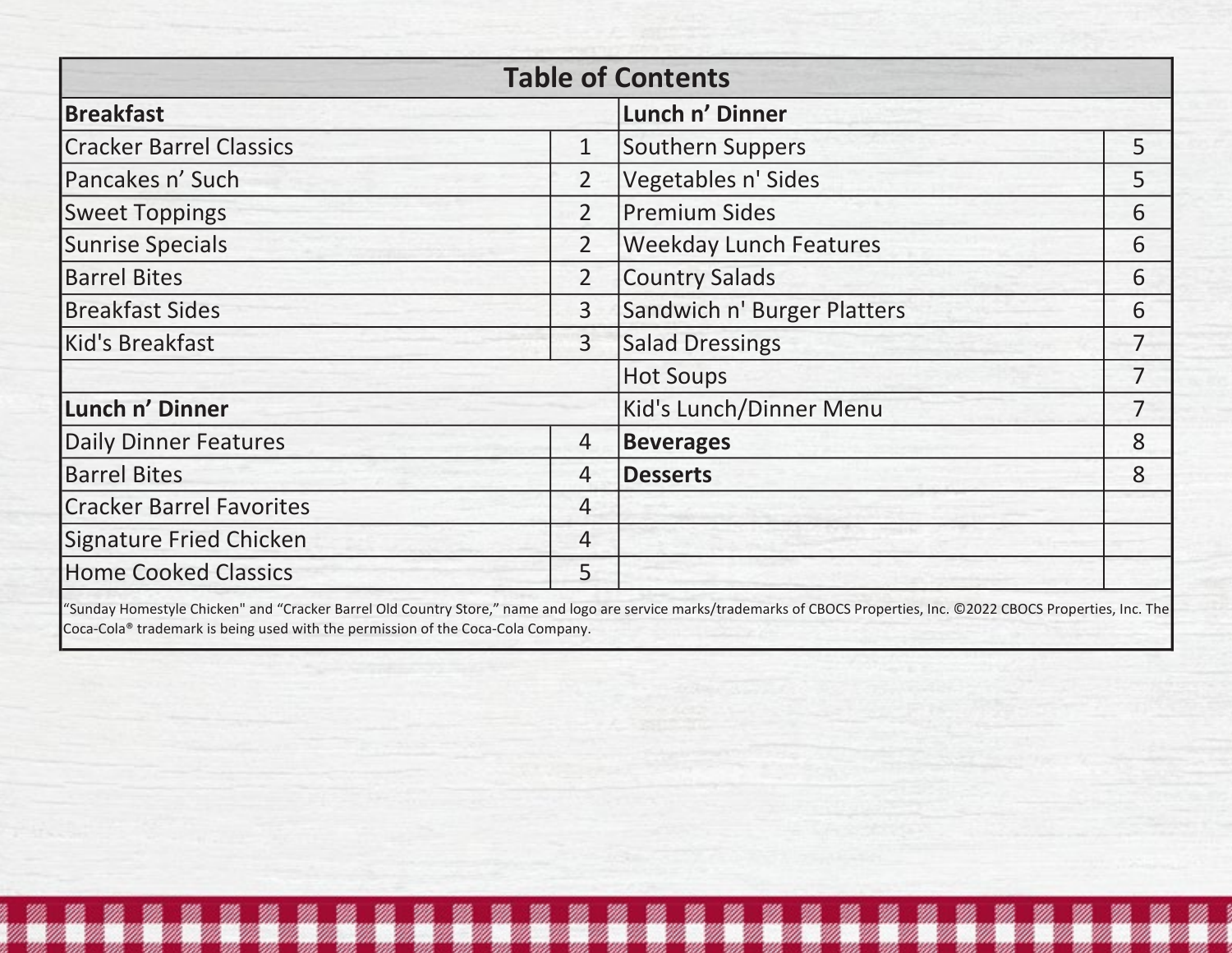# Table of Contents

| Breakfast | | Lunch n' Dinner | |
|---|---|---|---|
| Cracker Barrel Classics | 1 | Southern Suppers | 5 |
| Pancakes n' Such | 2 | Vegetables n' Sides | 5 |
| Sweet Toppings | 2 | Premium Sides | 6 |
| Sunrise Specials | 2 | Weekday Lunch Features | 6 |
| Barrel Bites | 2 | Country Salads | 6 |
| Breakfast Sides | 3 | Sandwich n' Burger Platters | 6 |
| Kid's Breakfast | 3 | Salad Dressings | 7 |
| | | Hot Soups | 7 |
| **Lunch n' Dinner** | | Kid's Lunch/Dinner Menu | 7 |
| Daily Dinner Features | 4 | **Beverages** | 8 |
| Barrel Bites | 4 | **Desserts** | 8 |
| Cracker Barrel Favorites | 4 | | |
| Signature Fried Chicken | 4 | | |
| Home Cooked Classics | 5 | | |

"Sunday Homestyle Chicken" and "Cracker Barrel Old Country Store," name and logo are service marks/trademarks of CBOCS Properties, Inc. ©2022 CBOCS Properties, Inc. The Coca-Cola® trademark is being used with the permission of the Coca-Cola Company.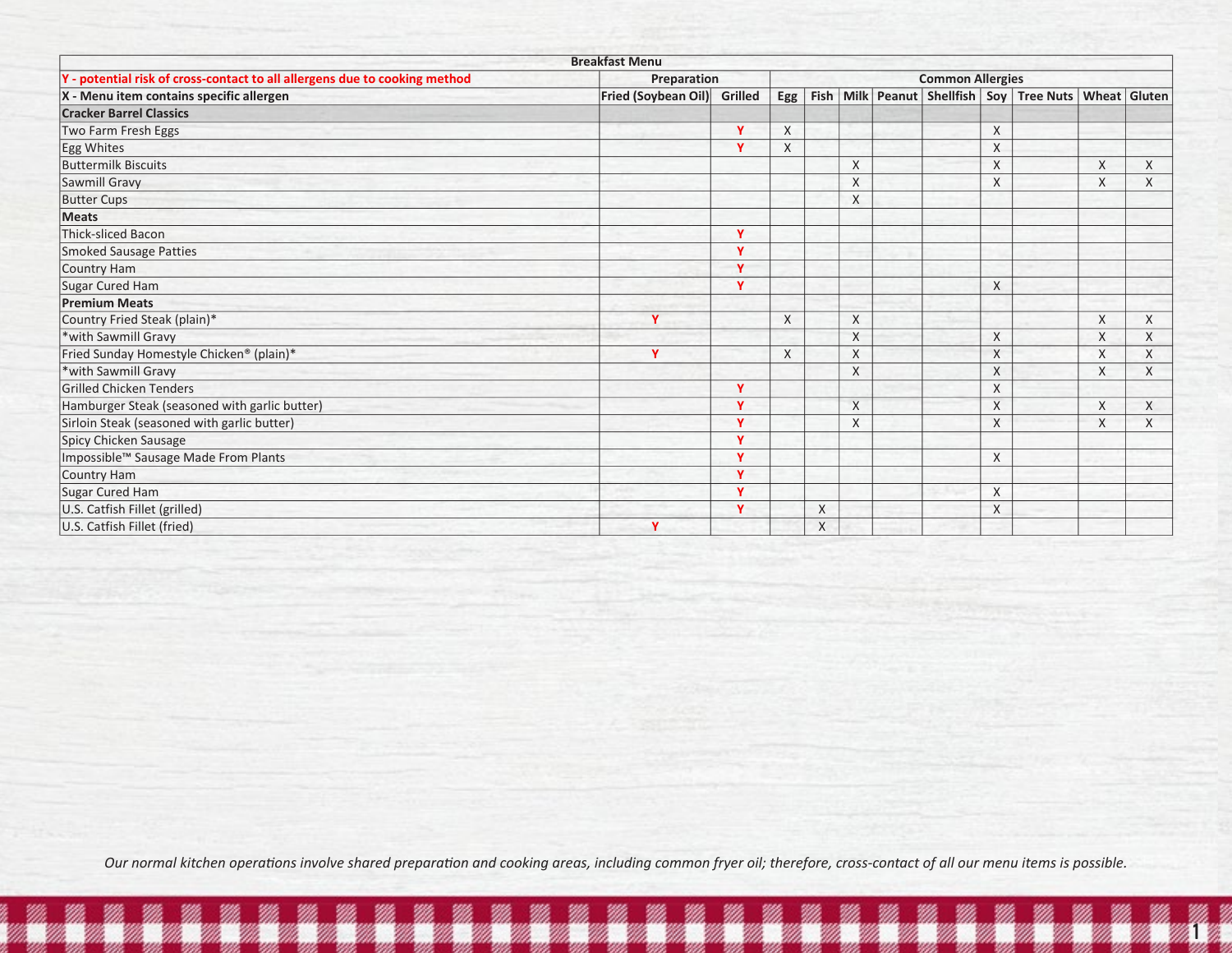| Breakfast Menu | | | | | | | | | | | | |
|---|---|---|---|---|---|---|---|---|---|---|---|---|
| Y - potential risk of cross-contact to all allergens due to cooking method | Preparation | | Common Allergies | | | | | | | | | |
| X - Menu item contains specific allergen | Fried (Soybean Oil) | Grilled | Egg | Fish | Milk | Peanut | Shellfish | Soy | Tree Nuts | Wheat | Gluten |
| **Cracker Barrel Classics** | | | | | | | | | | | |
| Two Farm Fresh Eggs | | Y | X | | | | | X | | | |
| Egg Whites | | Y | X | | | | | X | | | |
| Buttermilk Biscuits | | | | | X | | | X | | X | X |
| Sawmill Gravy | | | | | X | | | X | | X | X |
| Butter Cups | | | | | X | | | | | | |
| **Meats** | | | | | | | | | | | |
| Thick-sliced Bacon | | Y | | | | | | | | | |
| Smoked Sausage Patties | | Y | | | | | | | | | |
| Country Ham | | Y | | | | | | | | | |
| Sugar Cured Ham | | Y | | | | | | X | | | |
| **Premium Meats** | | | | | | | | | | | |
| Country Fried Steak (plain)* | Y | | X | | X | | | | | X | X |
| *with Sawmill Gravy | | | | | X | | | X | | X | X |
| Fried Sunday Homestyle Chicken® (plain)* | Y | | X | | X | | | X | | X | X |
| *with Sawmill Gravy | | | | | X | | | X | | X | X |
| Grilled Chicken Tenders | | Y | | | | | | X | | | |
| Hamburger Steak (seasoned with garlic butter) | | Y | | | X | | | X | | X | X |
| Sirloin Steak (seasoned with garlic butter) | | Y | | | X | | | X | | X | X |
| Spicy Chicken Sausage | | Y | | | | | | | | | |
| Impossible™ Sausage Made From Plants | | Y | | | | | | X | | | |
| Country Ham | | Y | | | | | | | | | |
| Sugar Cured Ham | | Y | | | | | | X | | | |
| U.S. Catfish Fillet (grilled) | | Y | | X | | | | X | | | |
| U.S. Catfish Fillet (fried) | Y | | | X | | | | | | | |

*Our normal kitchen operations involve shared preparation and cooking areas, including common fryer oil; therefore, cross-contact of all our menu items is possible.*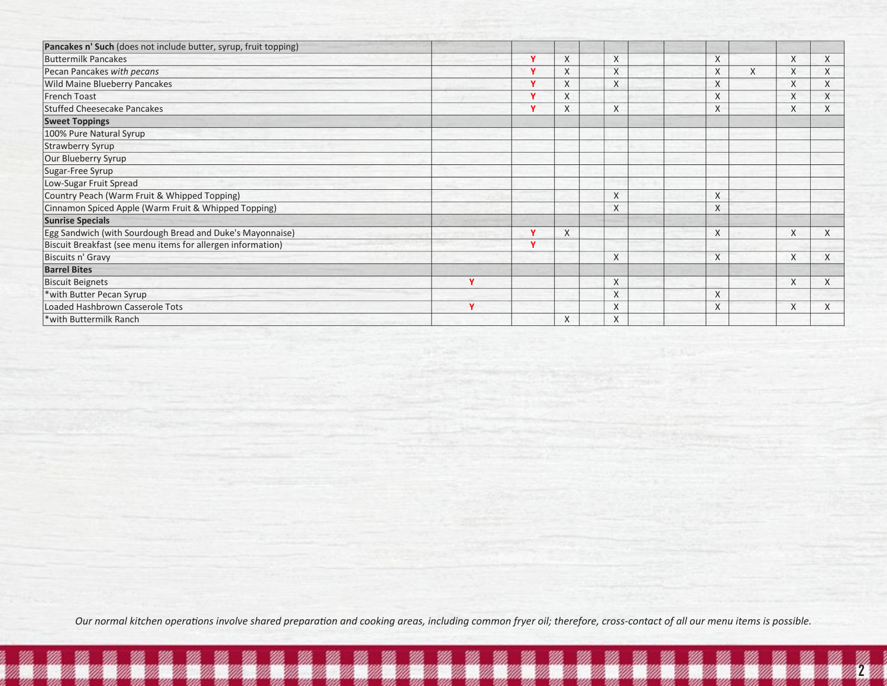| **Pancakes n' Such** (does not include butter, syrup, fruit topping) | | | | | | | | | | | |
|---|---|---|---|---|---|---|---|---|---|---|---|
| Buttermilk Pancakes | | Y | X | | X | | | X | | X | X |
| Pecan Pancakes *with pecans* | | Y | X | | X | | | X | X | X | X |
| Wild Maine Blueberry Pancakes | | Y | X | | X | | | X | | X | X |
| French Toast | | Y | X | | | | | X | | X | X |
| Stuffed Cheesecake Pancakes | | Y | X | | X | | | X | | X | X |
| **Sweet Toppings** | | | | | | | | | | | |
| 100% Pure Natural Syrup | | | | | | | | | | | |
| Strawberry Syrup | | | | | | | | | | | |
| Our Blueberry Syrup | | | | | | | | | | | |
| Sugar-Free Syrup | | | | | | | | | | | |
| Low-Sugar Fruit Spread | | | | | | | | | | | |
| Country Peach (Warm Fruit & Whipped Topping) | | | | | X | | | X | | | |
| Cinnamon Spiced Apple (Warm Fruit & Whipped Topping) | | | | | X | | | X | | | |
| **Sunrise Specials** | | | | | | | | | | | |
| Egg Sandwich (with Sourdough Bread and Duke's Mayonnaise) | | Y | X | | | | | X | | X | X |
| Biscuit Breakfast (see menu items for allergen information) | | Y | | | | | | | | | |
| Biscuits n' Gravy | | | | | X | | | X | | X | X |
| **Barrel Bites** | | | | | | | | | | | |
| Biscuit Beignets | Y | | | | X | | | | | X | X |
| *with Butter Pecan Syrup | | | | | X | | | X | | | |
| Loaded Hashbrown Casserole Tots | Y | | | | X | | | X | | X | X |
| *with Buttermilk Ranch | | | X | | X | | | | | | |

*Our normal kitchen operations involve shared preparation and cooking areas, including common fryer oil; therefore, cross-contact of all our menu items is possible.*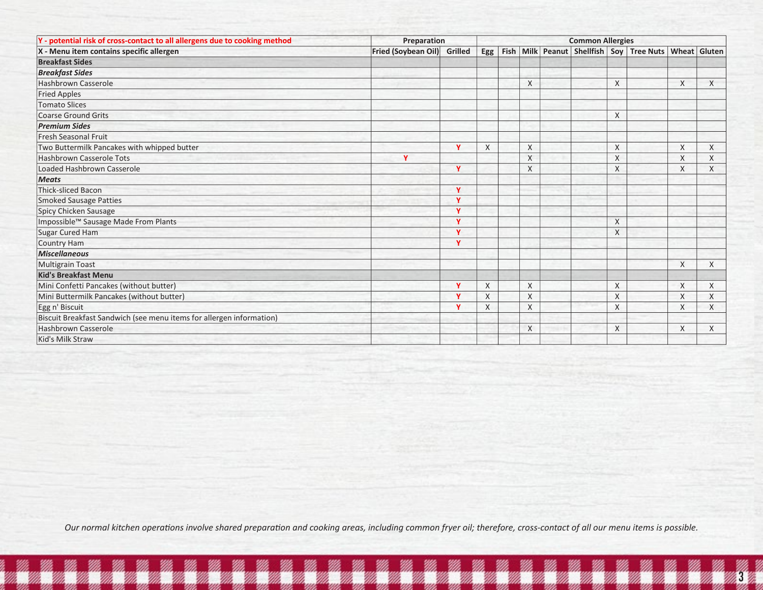| Y - potential risk of cross-contact to all allergens due to cooking method | Preparation | | Common Allergies | | | | | | | | |
|---|---|---|---|---|---|---|---|---|---|---|---|
| **X - Menu item contains specific allergen** | **Fried (Soybean Oil)** | **Grilled** | **Egg** | **Fish** | **Milk** | **Peanut** | **Shellfish** | **Soy** | **Tree Nuts** | **Wheat** | **Gluten** |
| **Breakfast Sides** | | | | | | | | | | | |
| ***Breakfast Sides*** | | | | | | | | | | | |
| Hashbrown Casserole | | | | | X | | | X | | X | X |
| Fried Apples | | | | | | | | | | | |
| Tomato Slices | | | | | | | | | | | |
| Coarse Ground Grits | | | | | | | | X | | | |
| ***Premium Sides*** | | | | | | | | | | | |
| Fresh Seasonal Fruit | | | | | | | | | | | |
| Two Buttermilk Pancakes with whipped butter | | Y | X | | X | | | X | | X | X |
| Hashbrown Casserole Tots | Y | | | | X | | | X | | X | X |
| Loaded Hashbrown Casserole | | Y | | | X | | | X | | X | X |
| ***Meats*** | | | | | | | | | | | |
| Thick-sliced Bacon | | Y | | | | | | | | | |
| Smoked Sausage Patties | | Y | | | | | | | | | |
| Spicy Chicken Sausage | | Y | | | | | | | | | |
| Impossible™ Sausage Made From Plants | | Y | | | | | | X | | | |
| Sugar Cured Ham | | Y | | | | | | X | | | |
| Country Ham | | Y | | | | | | | | | |
| ***Miscellaneous*** | | | | | | | | | | | |
| Multigrain Toast | | | | | | | | | | X | X |
| **Kid's Breakfast Menu** | | | | | | | | | | | |
| Mini Confetti Pancakes (without butter) | | Y | X | | X | | | X | | X | X |
| Mini Buttermilk Pancakes (without butter) | | Y | X | | X | | | X | | X | X |
| Egg n' Biscuit | | Y | X | | X | | | X | | X | X |
| Biscuit Breakfast Sandwich (see menu items for allergen information) | | | | | | | | | | | |
| Hashbrown Casserole | | | | | X | | | X | | X | X |
| Kid's Milk Straw | | | | | | | | | | | |

*Our normal kitchen operations involve shared preparation and cooking areas, including common fryer oil; therefore, cross-contact of all our menu items is possible.*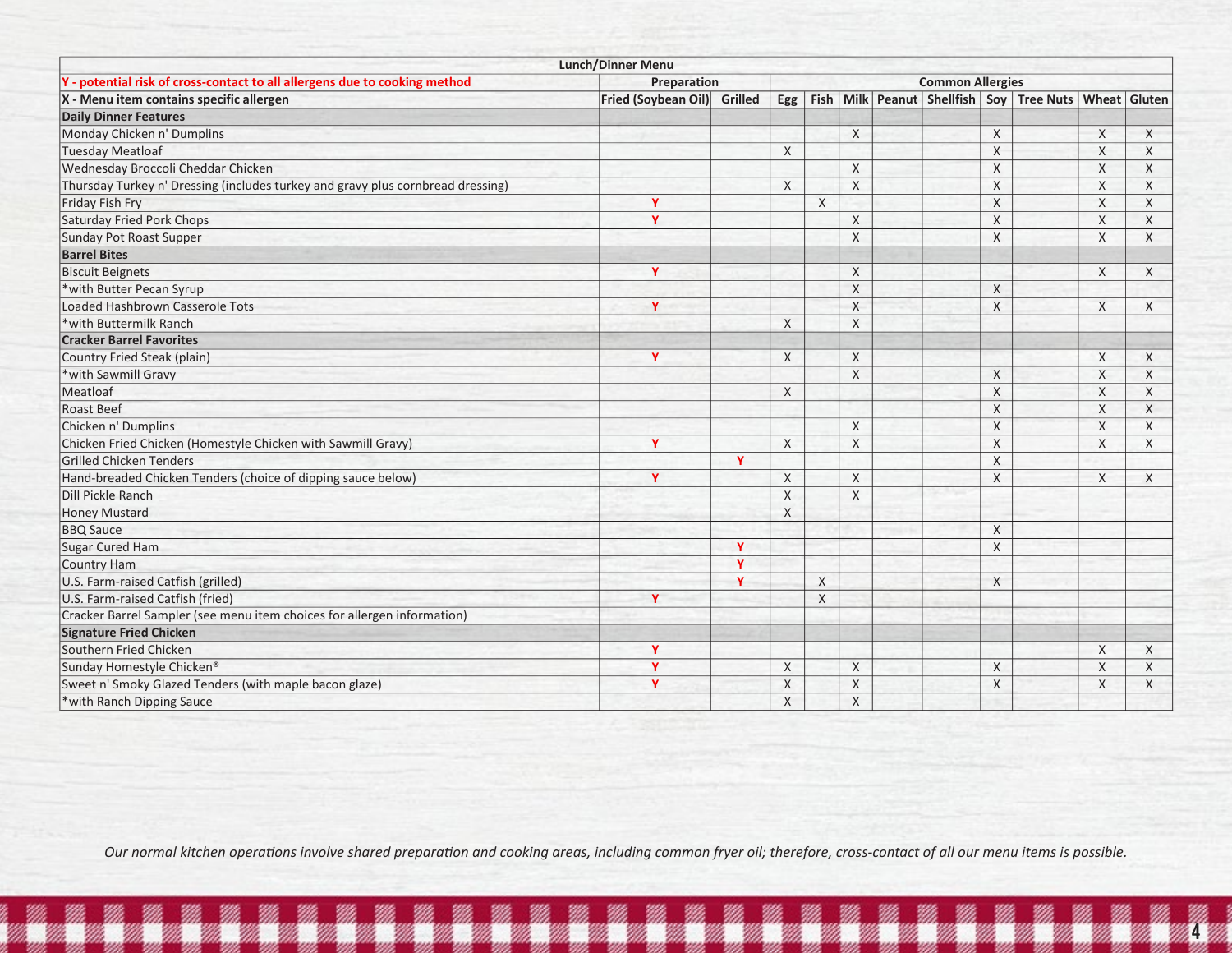| Lunch/Dinner Menu | | | | | | | | | | | |
|---|---|---|---|---|---|---|---|---|---|---|---|
| Y - potential risk of cross-contact to all allergens due to cooking method | Preparation | | Common Allergies | | | | | | | | |
| X - Menu item contains specific allergen | Fried (Soybean Oil) | Grilled | Egg | Fish | Milk | Peanut | Shellfish | Soy | Tree Nuts | Wheat | Gluten |
| **Daily Dinner Features** | | | | | | | | | | | |
| Monday Chicken n' Dumplins | | | | | X | | | X | | X | X |
| Tuesday Meatloaf | | | X | | | | | X | | X | X |
| Wednesday Broccoli Cheddar Chicken | | | | | X | | | X | | X | X |
| Thursday Turkey n' Dressing (includes turkey and gravy plus cornbread dressing) | | | X | | X | | | X | | X | X |
| Friday Fish Fry | Y | | | X | | | | X | | X | X |
| Saturday Fried Pork Chops | Y | | | | X | | | X | | X | X |
| Sunday Pot Roast Supper | | | | | X | | | X | | X | X |
| **Barrel Bites** | | | | | | | | | | | |
| Biscuit Beignets | Y | | | | X | | | | | X | X |
| *with Butter Pecan Syrup | | | | | X | | | X | | | |
| Loaded Hashbrown Casserole Tots | Y | | | | X | | | X | | X | X |
| *with Buttermilk Ranch | | | X | | X | | | | | | |
| **Cracker Barrel Favorites** | | | | | | | | | | | |
| Country Fried Steak (plain) | Y | | X | | X | | | | | X | X |
| *with Sawmill Gravy | | | | | X | | | X | | X | X |
| Meatloaf | | | X | | | | | X | | X | X |
| Roast Beef | | | | | | | | X | | X | X |
| Chicken n' Dumplins | | | | | X | | | X | | X | X |
| Chicken Fried Chicken (Homestyle Chicken with Sawmill Gravy) | Y | | X | | X | | | X | | X | X |
| Grilled Chicken Tenders | | Y | | | | | | X | | | |
| Hand-breaded Chicken Tenders (choice of dipping sauce below) | Y | | X | | X | | | X | | X | X |
| Dill Pickle Ranch | | | X | | X | | | | | | |
| Honey Mustard | | | X | | | | | | | | |
| BBQ Sauce | | | | | | | | X | | | |
| Sugar Cured Ham | | Y | | | | | | X | | | |
| Country Ham | | Y | | | | | | | | | |
| U.S. Farm-raised Catfish (grilled) | | Y | | X | | | | X | | | |
| U.S. Farm-raised Catfish (fried) | Y | | | X | | | | | | | |
| Cracker Barrel Sampler (see menu item choices for allergen information) | | | | | | | | | | | |
| **Signature Fried Chicken** | | | | | | | | | | | |
| Southern Fried Chicken | Y | | | | | | | | | X | X |
| Sunday Homestyle Chicken® | Y | | X | | X | | | X | | X | X |
| Sweet n' Smoky Glazed Tenders (with maple bacon glaze) | Y | | X | | X | | | X | | X | X |
| *with Ranch Dipping Sauce | | | X | | X | | | | | | |

*Our normal kitchen operations involve shared preparation and cooking areas, including common fryer oil; therefore, cross-contact of all our menu items is possible.*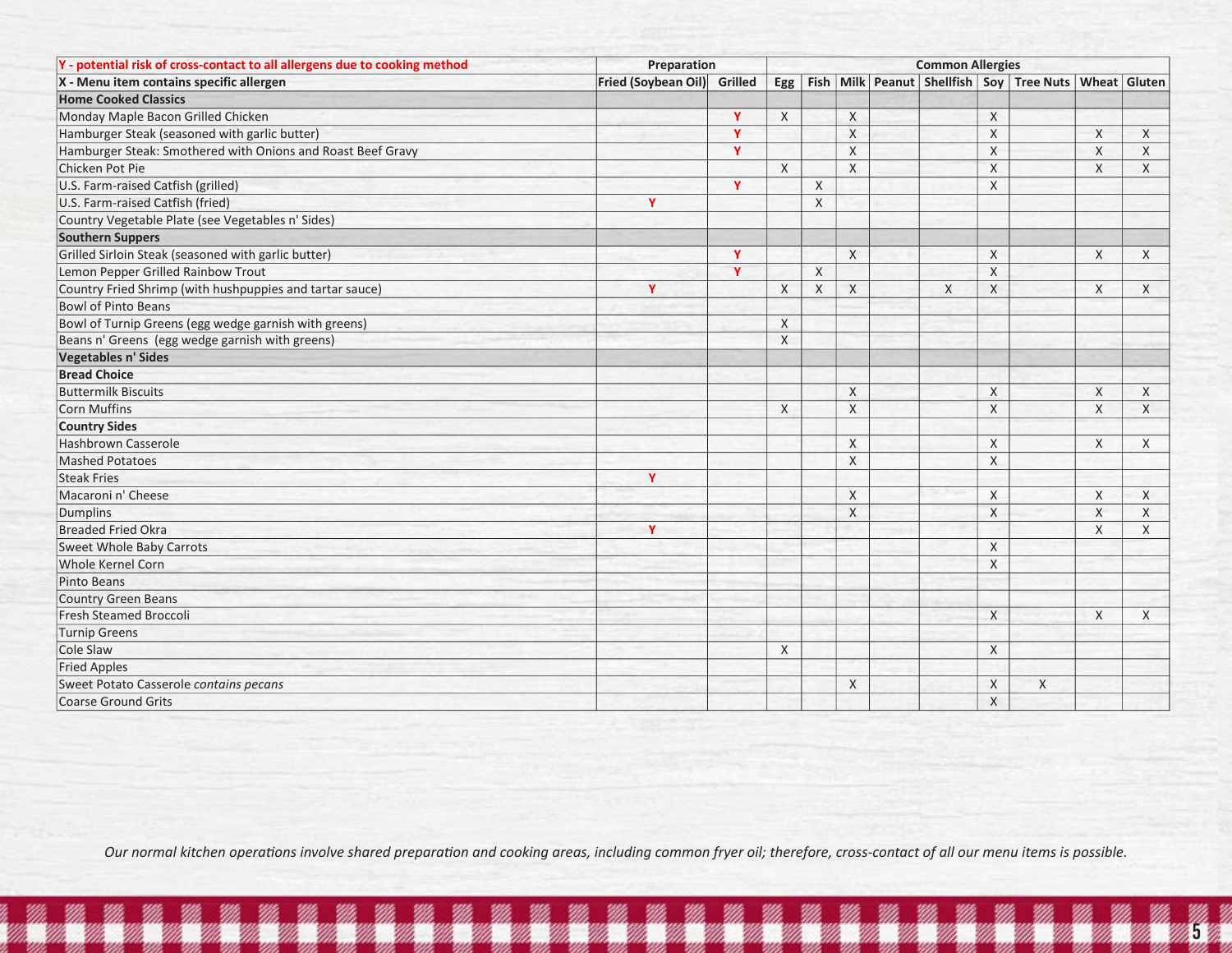| Y - potential risk of cross-contact to all allergens due to cooking method | Preparation | | Common Allergies | | | | | | | | |
|---|---|---|---|---|---|---|---|---|---|---|---|
| **X - Menu item contains specific allergen** | **Fried (Soybean Oil)** | **Grilled** | **Egg** | **Fish** | **Milk** | **Peanut** | **Shellfish** | **Soy** | **Tree Nuts** | **Wheat** | **Gluten** |
| **Home Cooked Classics** | | | | | | | | | | | |
| Monday Maple Bacon Grilled Chicken | | Y | X | | X | | | X | | | |
| Hamburger Steak (seasoned with garlic butter) | | Y | | | X | | | X | | X | X |
| Hamburger Steak: Smothered with Onions and Roast Beef Gravy | | Y | | | X | | | X | | X | X |
| Chicken Pot Pie | | | X | | X | | | X | | X | X |
| U.S. Farm-raised Catfish (grilled) | | Y | | X | | | | X | | | |
| U.S. Farm-raised Catfish (fried) | Y | | | X | | | | | | | |
| Country Vegetable Plate (see Vegetables n' Sides) | | | | | | | | | | | |
| **Southern Suppers** | | | | | | | | | | | |
| Grilled Sirloin Steak (seasoned with garlic butter) | | Y | | | X | | | X | | X | X |
| Lemon Pepper Grilled Rainbow Trout | | Y | | X | | | | X | | | |
| Country Fried Shrimp (with hushpuppies and tartar sauce) | Y | | X | X | X | | X | X | | X | X |
| Bowl of Pinto Beans | | | | | | | | | | | |
| Bowl of Turnip Greens (egg wedge garnish with greens) | | | X | | | | | | | | |
| Beans n' Greens (egg wedge garnish with greens) | | | X | | | | | | | | |
| **Vegetables n' Sides** | | | | | | | | | | | |
| **Bread Choice** | | | | | | | | | | | |
| Buttermilk Biscuits | | | | | X | | | X | | X | X |
| Corn Muffins | | | X | | X | | | X | | X | X |
| **Country Sides** | | | | | | | | | | | |
| Hashbrown Casserole | | | | | X | | | X | | X | X |
| Mashed Potatoes | | | | | X | | | X | | | |
| Steak Fries | Y | | | | | | | | | | |
| Macaroni n' Cheese | | | | | X | | | X | | X | X |
| Dumplins | | | | | X | | | X | | X | X |
| Breaded Fried Okra | Y | | | | | | | | | X | X |
| Sweet Whole Baby Carrots | | | | | | | | X | | | |
| Whole Kernel Corn | | | | | | | | X | | | |
| Pinto Beans | | | | | | | | | | | |
| Country Green Beans | | | | | | | | | | | |
| Fresh Steamed Broccoli | | | | | | | | X | | X | X |
| Turnip Greens | | | | | | | | | | | |
| Cole Slaw | | | X | | | | | X | | | |
| Fried Apples | | | | | | | | | | | |
| Sweet Potato Casserole *contains pecans* | | | | | X | | | X | X | | |
| Coarse Ground Grits | | | | | | | | X | | | |

*Our normal kitchen operations involve shared preparation and cooking areas, including common fryer oil; therefore, cross-contact of all our menu items is possible.*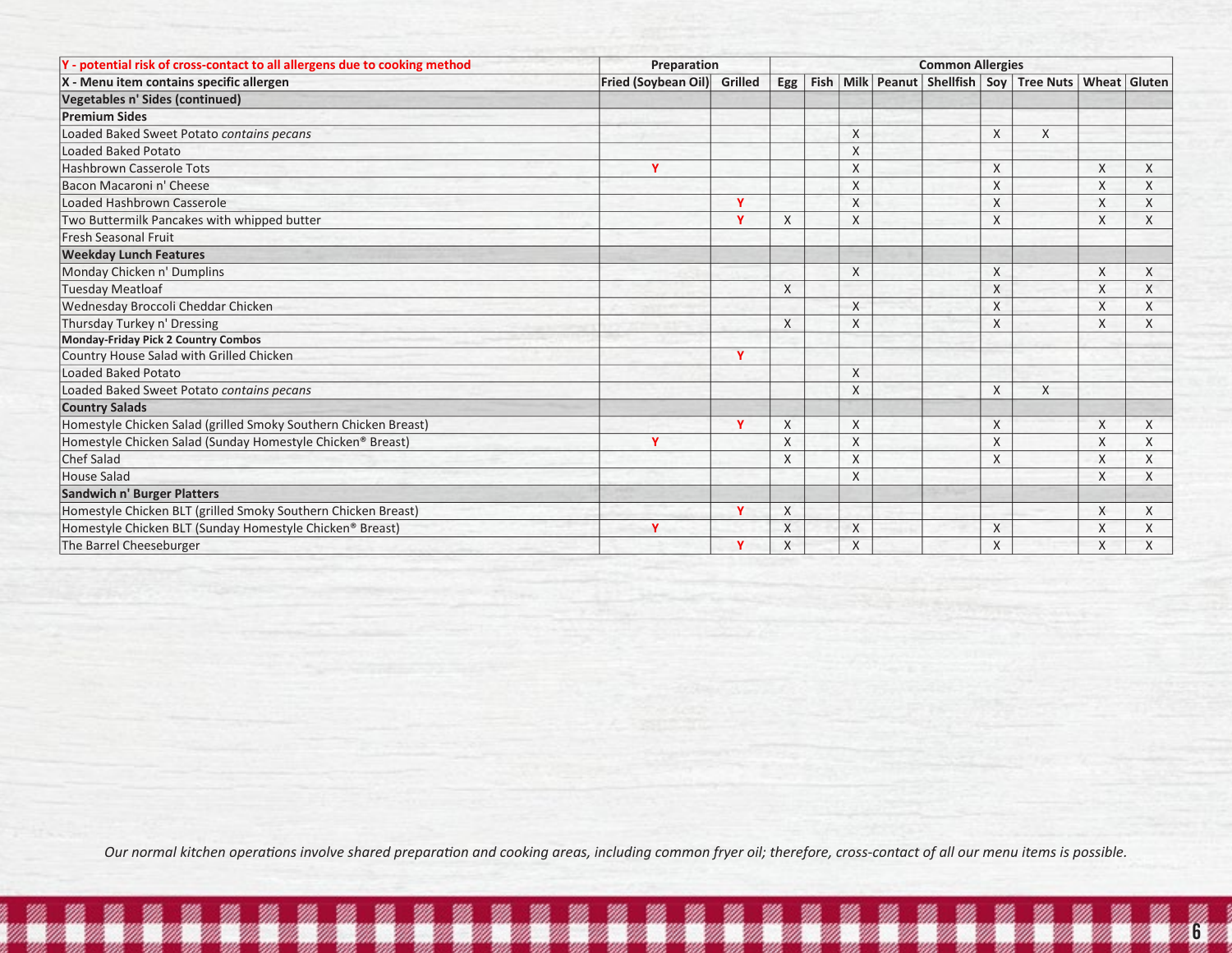| Y - potential risk of cross-contact to all allergens due to cooking method | Preparation | | Common Allergies | | | | | | | | |
|---|---|---|---|---|---|---|---|---|---|---|---|
| X - Menu item contains specific allergen | Fried (Soybean Oil) | Grilled | Egg | Fish | Milk | Peanut | Shellfish | Soy | Tree Nuts | Wheat | Gluten |
| **Vegetables n' Sides (continued)** | | | | | | | | | | | |
| **Premium Sides** | | | | | | | | | | | |
| Loaded Baked Sweet Potato *contains pecans* | | | | | X | | | X | X | | |
| Loaded Baked Potato | | | | | X | | | | | | |
| Hashbrown Casserole Tots | Y | | | | X | | | X | | X | X |
| Bacon Macaroni n' Cheese | | | | | X | | | X | | X | X |
| Loaded Hashbrown Casserole | | Y | | | X | | | X | | X | X |
| Two Buttermilk Pancakes with whipped butter | | Y | X | | X | | | X | | X | X |
| Fresh Seasonal Fruit | | | | | | | | | | | |
| **Weekday Lunch Features** | | | | | | | | | | | |
| Monday Chicken n' Dumplins | | | | | X | | | X | | X | X |
| Tuesday Meatloaf | | | X | | | | | X | | X | X |
| Wednesday Broccoli Cheddar Chicken | | | | | X | | | X | | X | X |
| Thursday Turkey n' Dressing | | | X | | X | | | X | | X | X |
| **Monday-Friday Pick 2 Country Combos** | | | | | | | | | | | |
| Country House Salad with Grilled Chicken | | Y | | | | | | | | | |
| Loaded Baked Potato | | | | | X | | | | | | |
| Loaded Baked Sweet Potato *contains pecans* | | | | | X | | | X | X | | |
| **Country Salads** | | | | | | | | | | | |
| Homestyle Chicken Salad (grilled Smoky Southern Chicken Breast) | | Y | X | | X | | | X | | X | X |
| Homestyle Chicken Salad (Sunday Homestyle Chicken® Breast) | Y | | X | | X | | | X | | X | X |
| Chef Salad | | | X | | X | | | X | | X | X |
| House Salad | | | | | X | | | | | X | X |
| **Sandwich n' Burger Platters** | | | | | | | | | | | |
| Homestyle Chicken BLT (grilled Smoky Southern Chicken Breast) | | Y | X | | | | | | | X | X |
| Homestyle Chicken BLT (Sunday Homestyle Chicken® Breast) | Y | | X | | X | | | X | | X | X |
| The Barrel Cheeseburger | | Y | X | | X | | | X | | X | X |

*Our normal kitchen operations involve shared preparation and cooking areas, including common fryer oil; therefore, cross-contact of all our menu items is possible.*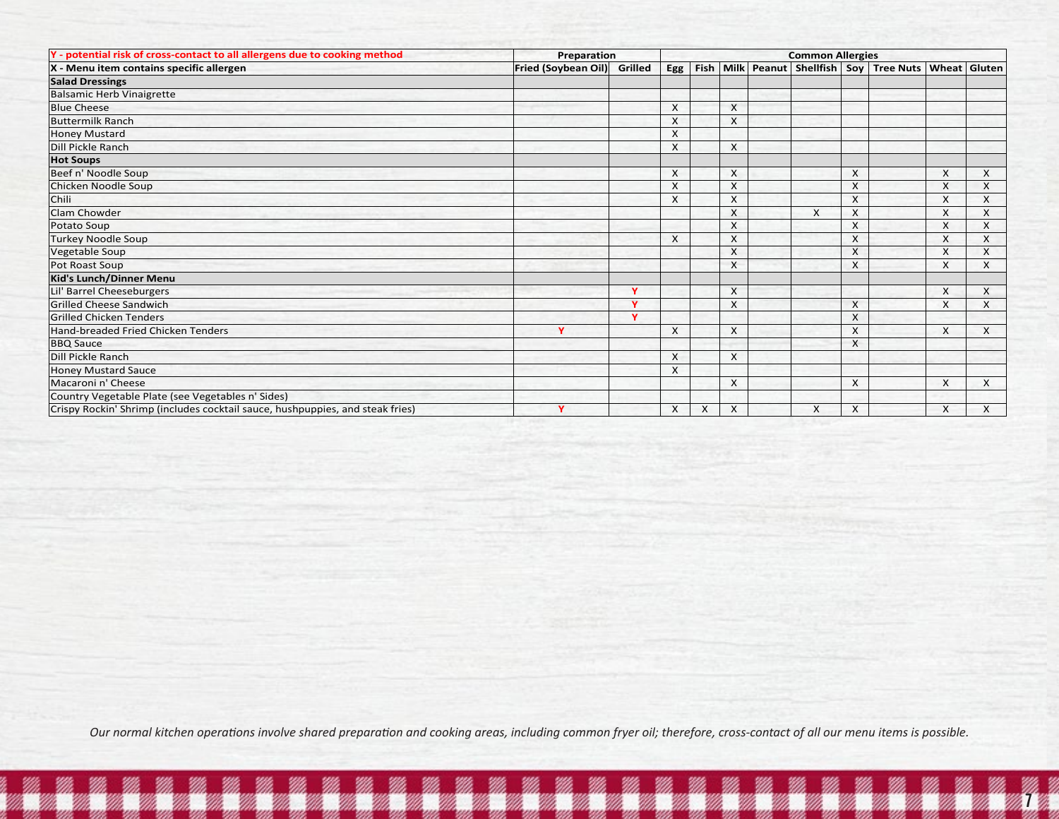| Y - potential risk of cross-contact to all allergens due to cooking method | Preparation | | Common Allergies | | | | | | | | |
|---|---|---|---|---|---|---|---|---|---|---|---|
| X - Menu item contains specific allergen | Fried (Soybean Oil) | Grilled | Egg | Fish | Milk | Peanut | Shellfish | Soy | Tree Nuts | Wheat | Gluten |
| **Salad Dressings** | | | | | | | | | | | |
| Balsamic Herb Vinaigrette | | | | | | | | | | | |
| Blue Cheese | | | X | | X | | | | | | |
| Buttermilk Ranch | | | X | | X | | | | | | |
| Honey Mustard | | | X | | | | | | | | |
| Dill Pickle Ranch | | | X | | X | | | | | | |
| **Hot Soups** | | | | | | | | | | | |
| Beef n' Noodle Soup | | | X | | X | | | X | | X | X |
| Chicken Noodle Soup | | | X | | X | | | X | | X | X |
| Chili | | | X | | X | | | X | | X | X |
| Clam Chowder | | | | | X | | X | X | | X | X |
| Potato Soup | | | | | X | | | X | | X | X |
| Turkey Noodle Soup | | | X | | X | | | X | | X | X |
| Vegetable Soup | | | | | X | | | X | | X | X |
| Pot Roast Soup | | | | | X | | | X | | X | X |
| **Kid's Lunch/Dinner Menu** | | | | | | | | | | | |
| Lil' Barrel Cheeseburgers | | Y | | | X | | | | | X | X |
| Grilled Cheese Sandwich | | Y | | | X | | | X | | X | X |
| Grilled Chicken Tenders | | Y | | | | | | X | | | |
| Hand-breaded Fried Chicken Tenders | Y | | X | | X | | | X | | X | X |
| BBQ Sauce | | | | | | | | X | | | |
| Dill Pickle Ranch | | | X | | X | | | | | | |
| Honey Mustard Sauce | | | X | | | | | | | | |
| Macaroni n' Cheese | | | | | X | | | X | | X | X |
| Country Vegetable Plate (see Vegetables n' Sides) | | | | | | | | | | | |
| Crispy Rockin' Shrimp (includes cocktail sauce, hushpuppies, and steak fries) | Y | | X | X | X | | X | X | | X | X |

*Our normal kitchen operations involve shared preparation and cooking areas, including common fryer oil; therefore, cross-contact of all our menu items is possible.*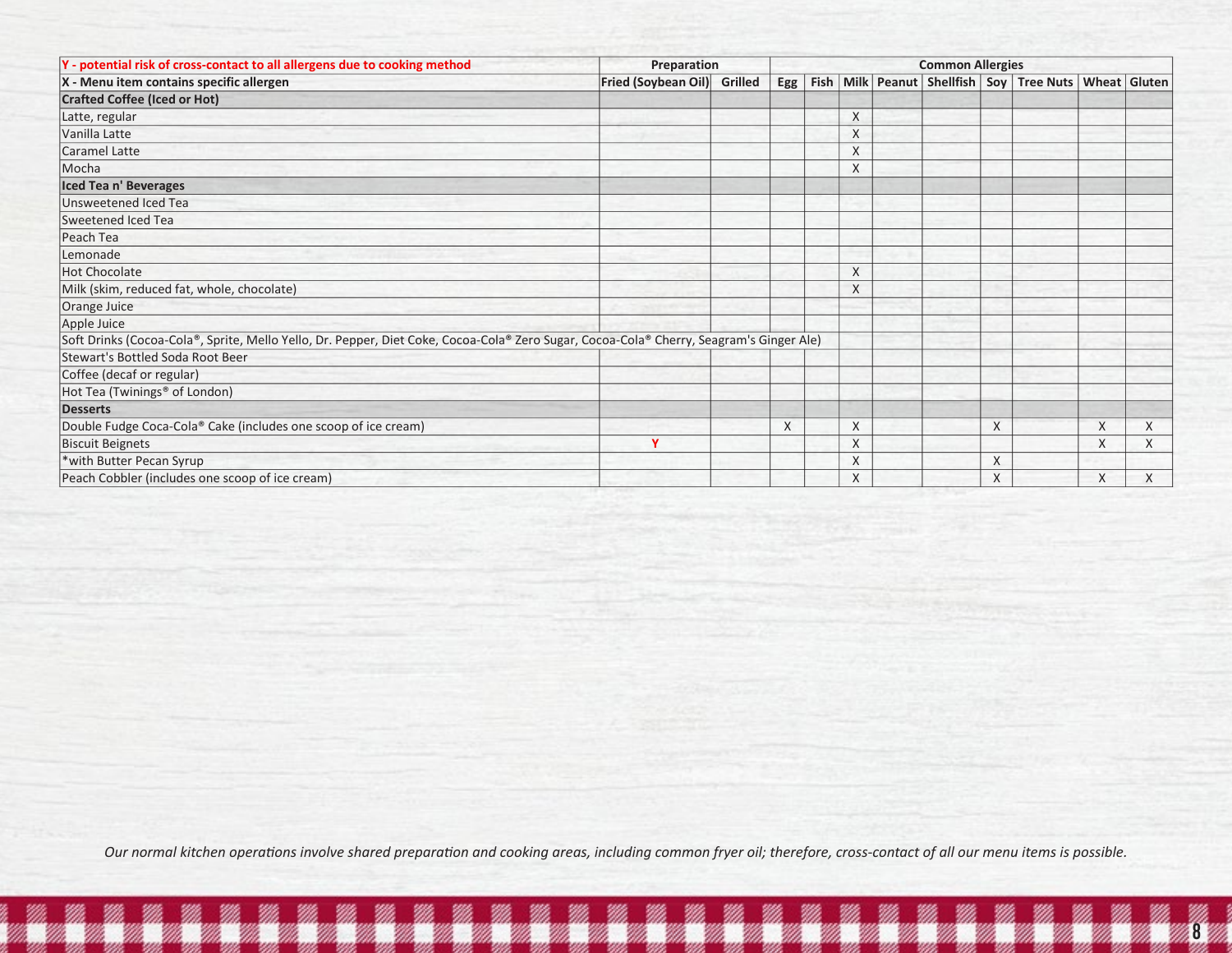| Y - potential risk of cross-contact to all allergens due to cooking method | Preparation | | Common Allergies | | | | | | | | | |
|---|---|---|---|---|---|---|---|---|---|---|---|---|
| X - Menu item contains specific allergen | Fried (Soybean Oil) | Grilled | Egg | Fish | Milk | Peanut | Shellfish | Soy | Tree Nuts | Wheat | Gluten |
| **Crafted Coffee (Iced or Hot)** | | | | | | | | | | | |
| Latte, regular | | | | | X | | | | | | |
| Vanilla Latte | | | | | X | | | | | | |
| Caramel Latte | | | | | X | | | | | | |
| Mocha | | | | | X | | | | | | |
| **Iced Tea n' Beverages** | | | | | | | | | | | |
| Unsweetened Iced Tea | | | | | | | | | | | |
| Sweetened Iced Tea | | | | | | | | | | | |
| Peach Tea | | | | | | | | | | | |
| Lemonade | | | | | | | | | | | |
| Hot Chocolate | | | | | X | | | | | | |
| Milk (skim, reduced fat, whole, chocolate) | | | | | X | | | | | | |
| Orange Juice | | | | | | | | | | | |
| Apple Juice | | | | | | | | | | | |
| Soft Drinks (Cocoa-Cola®, Sprite, Mello Yello, Dr. Pepper, Diet Coke, Cocoa-Cola® Zero Sugar, Cocoa-Cola® Cherry, Seagram's Ginger Ale) | | | | | | | | | | | |
| Stewart's Bottled Soda Root Beer | | | | | | | | | | | |
| Coffee (decaf or regular) | | | | | | | | | | | |
| Hot Tea (Twinings® of London) | | | | | | | | | | | |
| **Desserts** | | | | | | | | | | | |
| Double Fudge Coca-Cola® Cake (includes one scoop of ice cream) | | | X | | X | | | X | | X | X |
| Biscuit Beignets | Y | | | | X | | | | | X | X |
| *with Butter Pecan Syrup | | | | | X | | | X | | | |
| Peach Cobbler (includes one scoop of ice cream) | | | | | X | | | X | | X | X |

*Our normal kitchen operations involve shared preparation and cooking areas, including common fryer oil; therefore, cross-contact of all our menu items is possible.*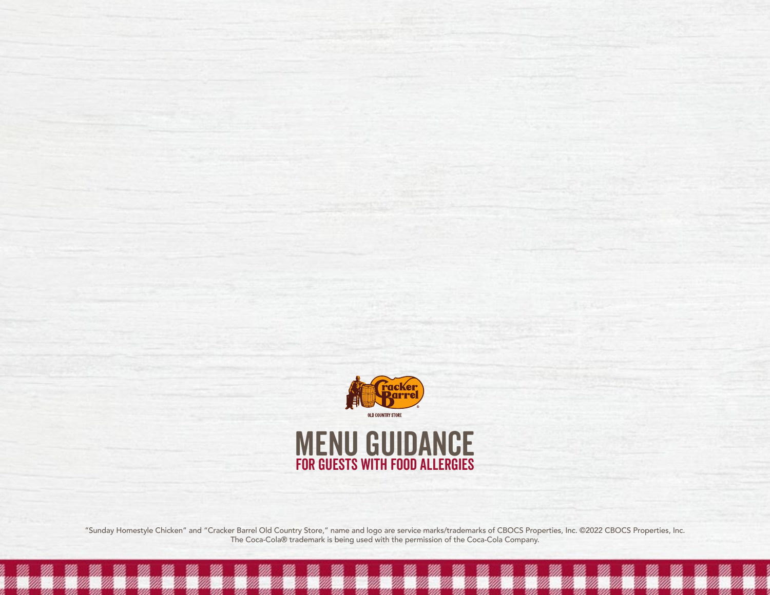Cracker Barrel

OLD COUNTRY STORE

# MENU GUIDANCE

## FOR GUESTS WITH FOOD ALLERGIES

“Sunday Homestyle Chicken” and “Cracker Barrel Old Country Store,” name and logo are service marks/trademarks of CBOCS Properties, Inc. ©2022 CBOCS Properties, Inc. The Coca-Cola® trademark is being used with the permission of the Coca-Cola Company.